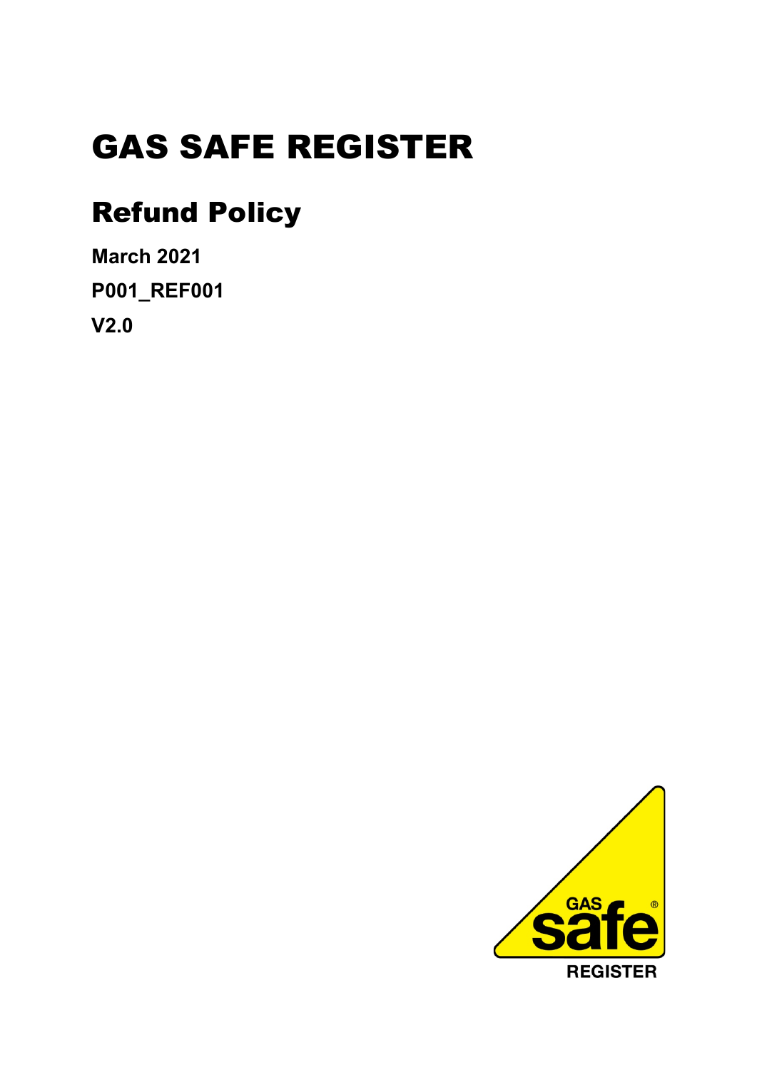# GAS SAFE REGISTER

## Refund Policy

**March 2021**

**P001_REF001**

**V2.0**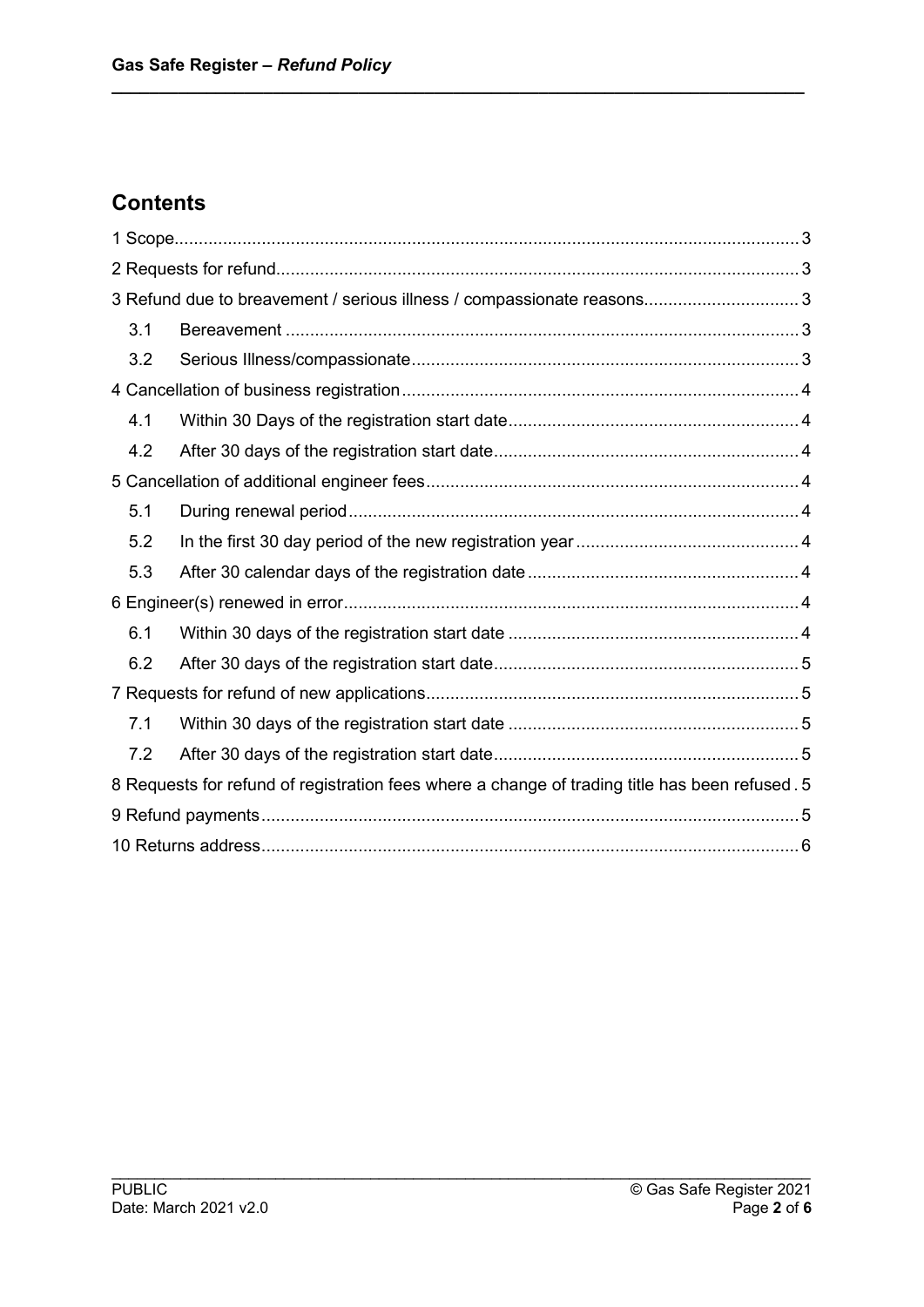## Contents

1 Scope .... 3

2 Requests for refund .... 3

3 Refund due to breavement / serious illness / compassionate reasons .... 3

- 3.1 Bereavement .... 3
- 3.2 Serious Illness/compassionate .... 3

4 Cancellation of business registration .... 4

- 4.1 Within 30 Days of the registration start date .... 4
- 4.2 After 30 days of the registration start date .... 4

5 Cancellation of additional engineer fees .... 4

- 5.1 During renewal period .... 4
- 5.2 In the first 30 day period of the new registration year .... 4
- 5.3 After 30 calendar days of the registration date .... 4

6 Engineer(s) renewed in error .... 4

- 6.1 Within 30 days of the registration start date .... 4
- 6.2 After 30 days of the registration start date .... 5

7 Requests for refund of new applications .... 5

- 7.1 Within 30 days of the registration start date .... 5
- 7.2 After 30 days of the registration start date .... 5

8 Requests for refund of registration fees where a change of trading title has been refused .... 5

9 Refund payments .... 5

10 Returns address .... 6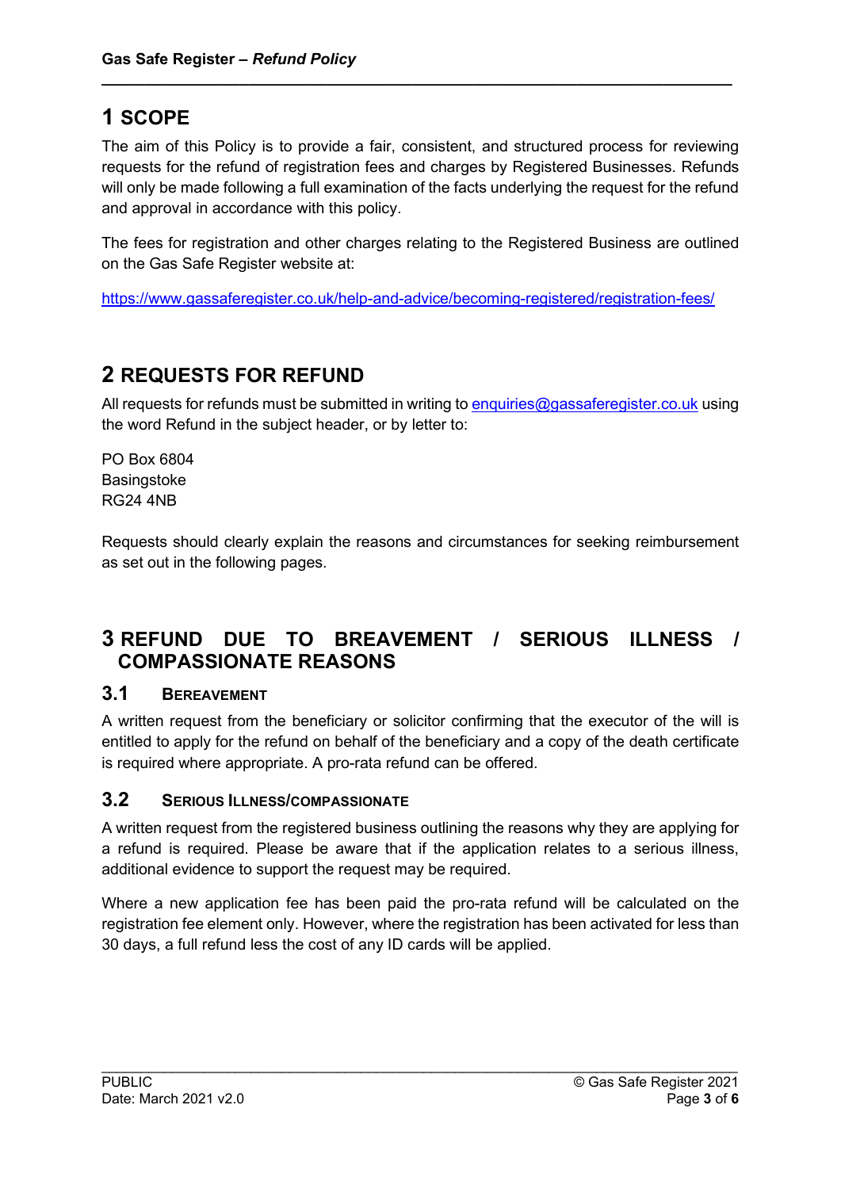# 1 SCOPE

The aim of this Policy is to provide a fair, consistent, and structured process for reviewing requests for the refund of registration fees and charges by Registered Businesses. Refunds will only be made following a full examination of the facts underlying the request for the refund and approval in accordance with this policy.

The fees for registration and other charges relating to the Registered Business are outlined on the Gas Safe Register website at:

https://www.gassaferegister.co.uk/help-and-advice/becoming-registered/registration-fees/

# 2 REQUESTS FOR REFUND

All requests for refunds must be submitted in writing to enquiries@gassaferegister.co.uk using the word Refund in the subject header, or by letter to:

PO Box 6804
Basingstoke
RG24 4NB

Requests should clearly explain the reasons and circumstances for seeking reimbursement as set out in the following pages.

# 3 REFUND DUE TO BREAVEMENT / SERIOUS ILLNESS / COMPASSIONATE REASONS

## 3.1 BEREAVEMENT

A written request from the beneficiary or solicitor confirming that the executor of the will is entitled to apply for the refund on behalf of the beneficiary and a copy of the death certificate is required where appropriate. A pro-rata refund can be offered.

## 3.2 SERIOUS ILLNESS/COMPASSIONATE

A written request from the registered business outlining the reasons why they are applying for a refund is required. Please be aware that if the application relates to a serious illness, additional evidence to support the request may be required.

Where a new application fee has been paid the pro-rata refund will be calculated on the registration fee element only. However, where the registration has been activated for less than 30 days, a full refund less the cost of any ID cards will be applied.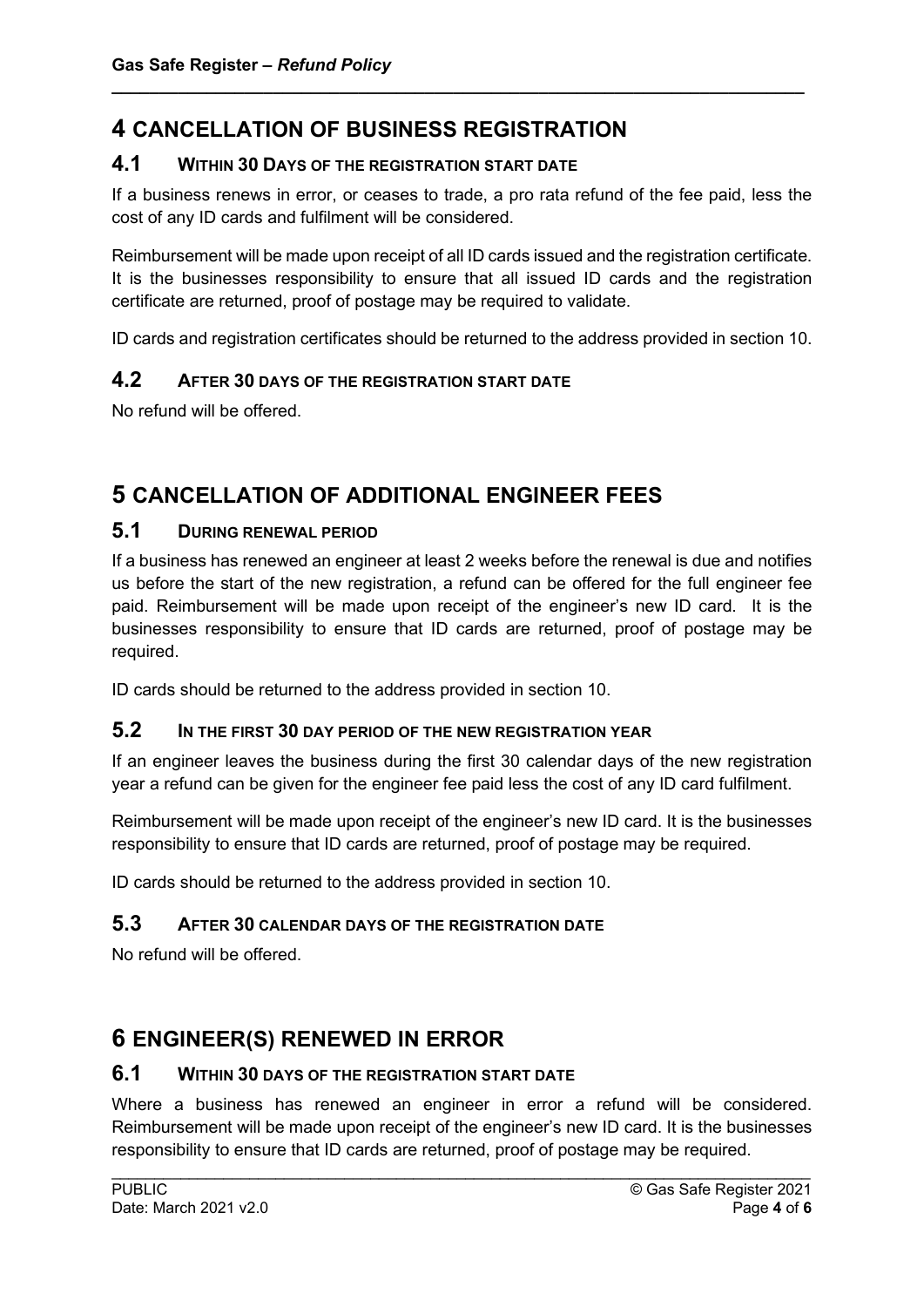# 4 CANCELLATION OF BUSINESS REGISTRATION

## 4.1 WITHIN 30 DAYS OF THE REGISTRATION START DATE

If a business renews in error, or ceases to trade, a pro rata refund of the fee paid, less the cost of any ID cards and fulfilment will be considered.

Reimbursement will be made upon receipt of all ID cards issued and the registration certificate. It is the businesses responsibility to ensure that all issued ID cards and the registration certificate are returned, proof of postage may be required to validate.

ID cards and registration certificates should be returned to the address provided in section 10.

## 4.2 AFTER 30 DAYS OF THE REGISTRATION START DATE

No refund will be offered.

# 5 CANCELLATION OF ADDITIONAL ENGINEER FEES

## 5.1 DURING RENEWAL PERIOD

If a business has renewed an engineer at least 2 weeks before the renewal is due and notifies us before the start of the new registration, a refund can be offered for the full engineer fee paid. Reimbursement will be made upon receipt of the engineer's new ID card. It is the businesses responsibility to ensure that ID cards are returned, proof of postage may be required.

ID cards should be returned to the address provided in section 10.

## 5.2 IN THE FIRST 30 DAY PERIOD OF THE NEW REGISTRATION YEAR

If an engineer leaves the business during the first 30 calendar days of the new registration year a refund can be given for the engineer fee paid less the cost of any ID card fulfilment.

Reimbursement will be made upon receipt of the engineer's new ID card. It is the businesses responsibility to ensure that ID cards are returned, proof of postage may be required.

ID cards should be returned to the address provided in section 10.

## 5.3 AFTER 30 CALENDAR DAYS OF THE REGISTRATION DATE

No refund will be offered.

# 6 ENGINEER(S) RENEWED IN ERROR

## 6.1 WITHIN 30 DAYS OF THE REGISTRATION START DATE

Where a business has renewed an engineer in error a refund will be considered. Reimbursement will be made upon receipt of the engineer's new ID card. It is the businesses responsibility to ensure that ID cards are returned, proof of postage may be required.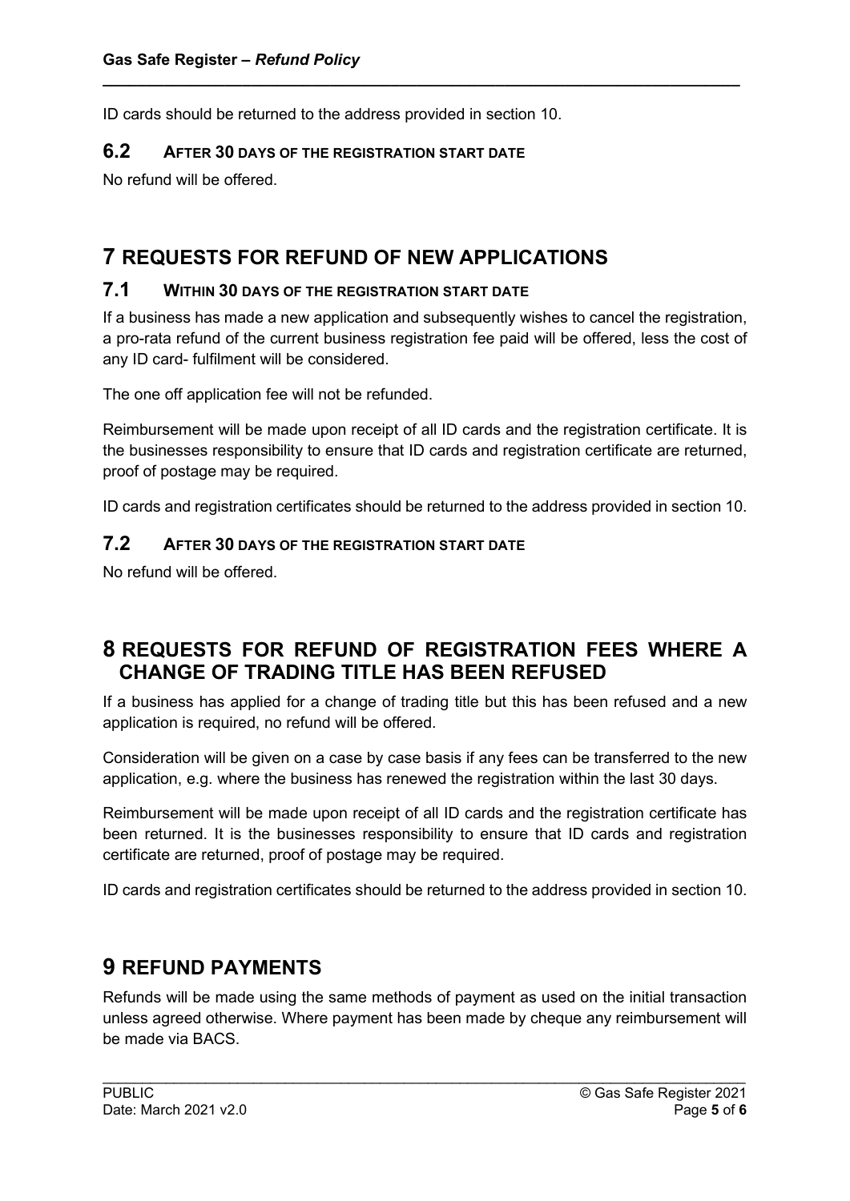ID cards should be returned to the address provided in section 10.

### 6.2 AFTER 30 DAYS OF THE REGISTRATION START DATE

No refund will be offered.

## 7 REQUESTS FOR REFUND OF NEW APPLICATIONS

### 7.1 WITHIN 30 DAYS OF THE REGISTRATION START DATE

If a business has made a new application and subsequently wishes to cancel the registration, a pro-rata refund of the current business registration fee paid will be offered, less the cost of any ID card- fulfilment will be considered.

The one off application fee will not be refunded.

Reimbursement will be made upon receipt of all ID cards and the registration certificate. It is the businesses responsibility to ensure that ID cards and registration certificate are returned, proof of postage may be required.

ID cards and registration certificates should be returned to the address provided in section 10.

### 7.2 AFTER 30 DAYS OF THE REGISTRATION START DATE

No refund will be offered.

## 8 REQUESTS FOR REFUND OF REGISTRATION FEES WHERE A CHANGE OF TRADING TITLE HAS BEEN REFUSED

If a business has applied for a change of trading title but this has been refused and a new application is required, no refund will be offered.

Consideration will be given on a case by case basis if any fees can be transferred to the new application, e.g. where the business has renewed the registration within the last 30 days.

Reimbursement will be made upon receipt of all ID cards and the registration certificate has been returned. It is the businesses responsibility to ensure that ID cards and registration certificate are returned, proof of postage may be required.

ID cards and registration certificates should be returned to the address provided in section 10.

## 9 REFUND PAYMENTS

Refunds will be made using the same methods of payment as used on the initial transaction unless agreed otherwise. Where payment has been made by cheque any reimbursement will be made via BACS.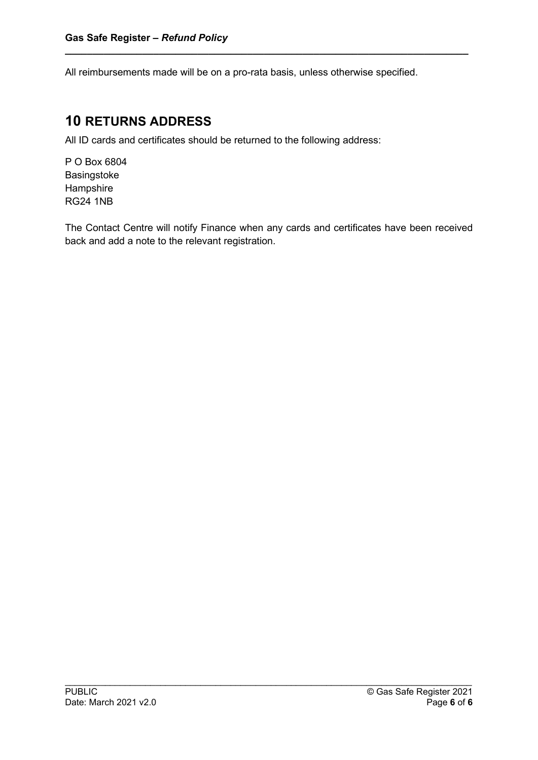All reimbursements made will be on a pro-rata basis, unless otherwise specified.

## 10 RETURNS ADDRESS

All ID cards and certificates should be returned to the following address:

P O Box 6804
Basingstoke
Hampshire
RG24 1NB

The Contact Centre will notify Finance when any cards and certificates have been received back and add a note to the relevant registration.